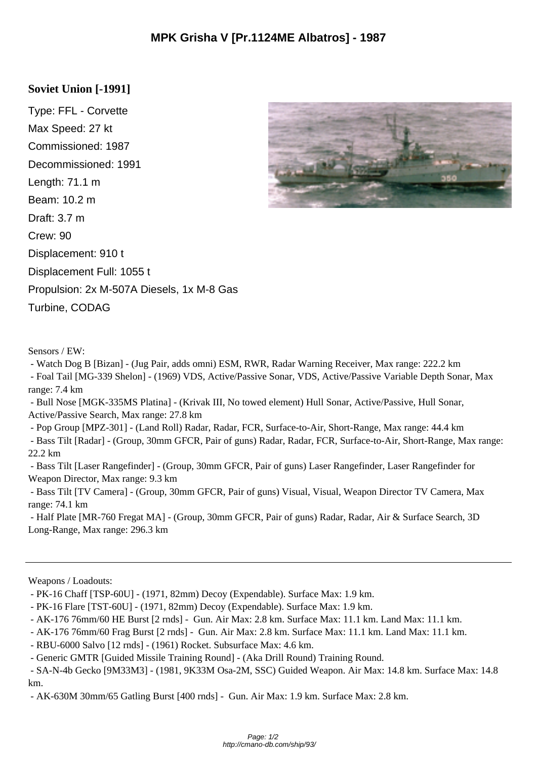# MPK Grisha V [Pr.1124ME Albatros] - 1987

## Soviet Union [-1991]

Type: FFL - Corvette

Max Speed: 27 kt

Commissioned: 1987

Decommissioned: 1991

Length: 71.1 m

Beam: 10.2 m

Draft: 3.7 m

Crew: 90

Displacement: 910 t

Displacement Full: 1055 t

Propulsion: 2x M-507A Diesels, 1x M-8 Gas Turbine, CODAG

Sensors / EW:

- Watch Dog B [Bizan] - (Jug Pair, adds omni) ESM, RWR, Radar Warning Receiver, Max range: 222.2 km
- Foal Tail [MG-339 Shelon] - (1969) VDS, Active/Passive Sonar, VDS, Active/Passive Variable Depth Sonar, Max range: 7.4 km
- Bull Nose [MGK-335MS Platina] - (Krivak III, No towed element) Hull Sonar, Active/Passive, Hull Sonar, Active/Passive Search, Max range: 27.8 km
- Pop Group [MPZ-301] - (Land Roll) Radar, Radar, FCR, Surface-to-Air, Short-Range, Max range: 44.4 km
- Bass Tilt [Radar] - (Group, 30mm GFCR, Pair of guns) Radar, Radar, FCR, Surface-to-Air, Short-Range, Max range: 22.2 km
- Bass Tilt [Laser Rangefinder] - (Group, 30mm GFCR, Pair of guns) Laser Rangefinder, Laser Rangefinder for Weapon Director, Max range: 9.3 km
- Bass Tilt [TV Camera] - (Group, 30mm GFCR, Pair of guns) Visual, Visual, Weapon Director TV Camera, Max range: 74.1 km
- Half Plate [MR-760 Fregat MA] - (Group, 30mm GFCR, Pair of guns) Radar, Radar, Air & Surface Search, 3D Long-Range, Max range: 296.3 km

---

Weapons / Loadouts:

- PK-16 Chaff [TSP-60U] - (1971, 82mm) Decoy (Expendable). Surface Max: 1.9 km.
- PK-16 Flare [TST-60U] - (1971, 82mm) Decoy (Expendable). Surface Max: 1.9 km.
- AK-176 76mm/60 HE Burst [2 rnds] - Gun. Air Max: 2.8 km. Surface Max: 11.1 km. Land Max: 11.1 km.
- AK-176 76mm/60 Frag Burst [2 rnds] - Gun. Air Max: 2.8 km. Surface Max: 11.1 km. Land Max: 11.1 km.
- RBU-6000 Salvo [12 rnds] - (1961) Rocket. Subsurface Max: 4.6 km.
- Generic GMTR [Guided Missile Training Round] - (Aka Drill Round) Training Round.
- SA-N-4b Gecko [9M33M3] - (1981, 9K33M Osa-2M, SSC) Guided Weapon. Air Max: 14.8 km. Surface Max: 14.8 km.
- AK-630M 30mm/65 Gatling Burst [400 rnds] - Gun. Air Max: 1.9 km. Surface Max: 2.8 km.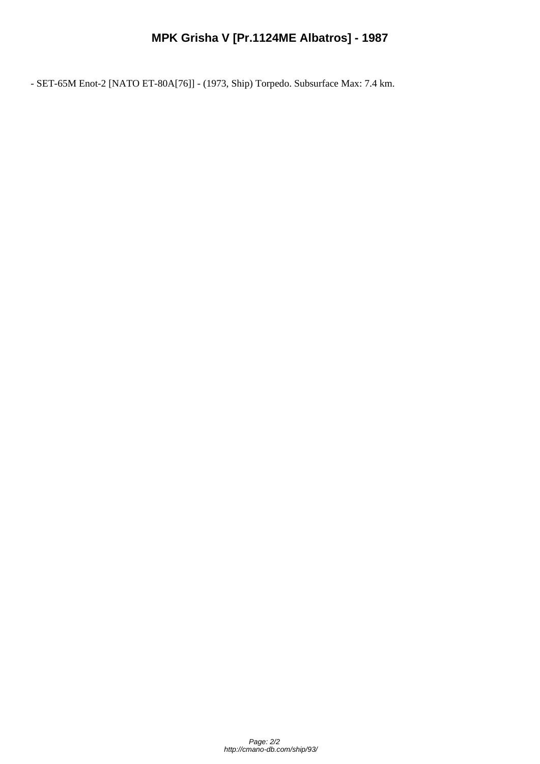- SET-65M Enot-2 [NATO ET-80A[76]] - (1973, Ship) Torpedo. Subsurface Max: 7.4 km.